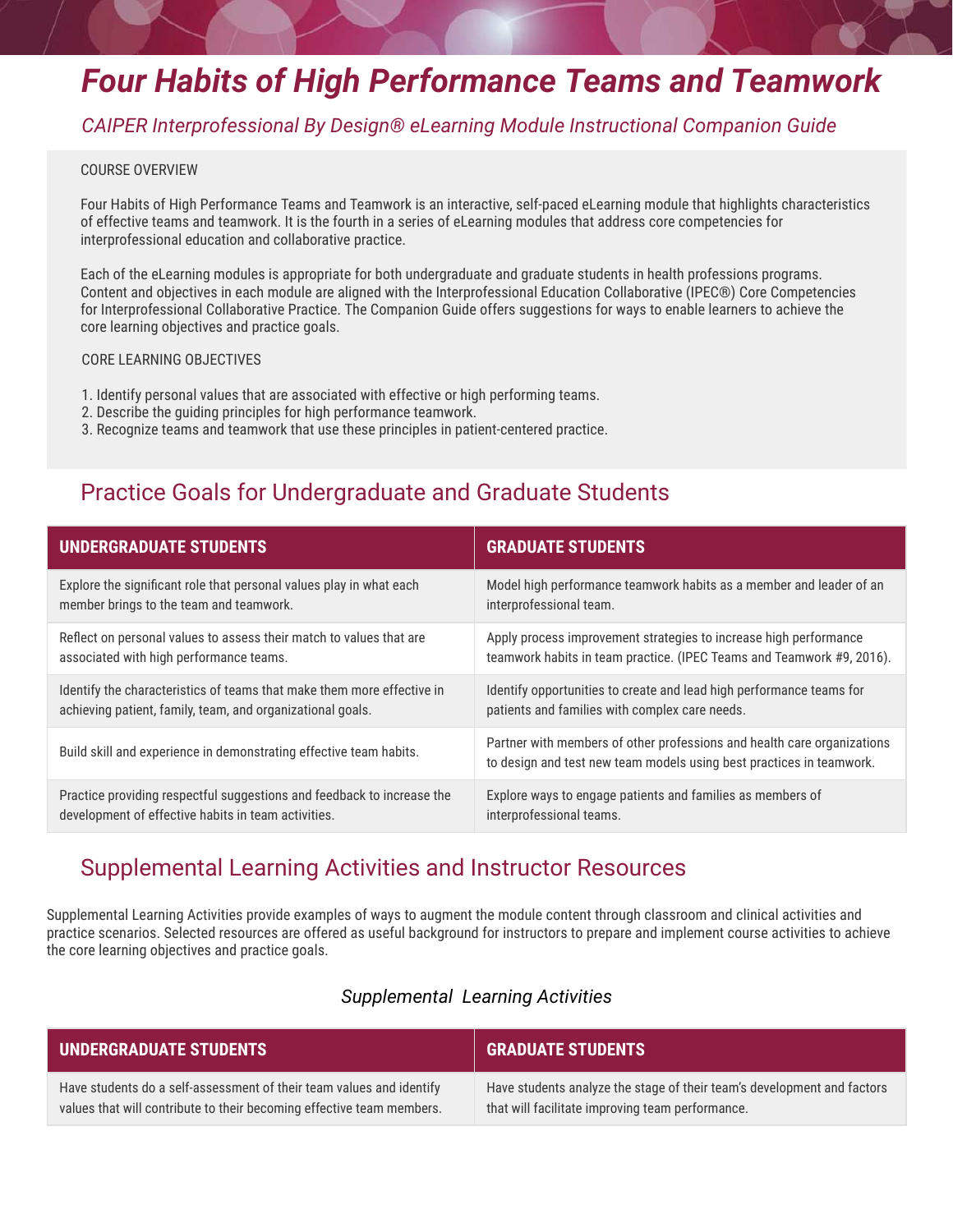# *Four Habits of High Performance Teams and Teamwork*

*CAIPER Interprofessional By Design® eLearning Module Instructional Companion Guide*

COURSE OVERVIEW

Four Habits of High Performance Teams and Teamwork is an interactive, self-paced eLearning module that highlights characteristics of effective teams and teamwork. It is the fourth in a series of eLearning modules that address core competencies for interprofessional education and collaborative practice.

Each of the eLearning modules is appropriate for both undergraduate and graduate students in health professions programs. Content and objectives in each module are aligned with the Interprofessional Education Collaborative (IPEC®) Core Competencies for Interprofessional Collaborative Practice. The Companion Guide offers suggestions for ways to enable learners to achieve the core learning objectives and practice goals.

CORE LEARNING OBJECTIVES

1. Identify personal values that are associated with effective or high performing teams.
2. Describe the guiding principles for high performance teamwork.
3. Recognize teams and teamwork that use these principles in patient-centered practice.

## Practice Goals for Undergraduate and Graduate Students

| UNDERGRADUATE STUDENTS | GRADUATE STUDENTS |
|---|---|
| Explore the significant role that personal values play in what each member brings to the team and teamwork. | Model high performance teamwork habits as a member and leader of an interprofessional team. |
| Reflect on personal values to assess their match to values that are associated with high performance teams. | Apply process improvement strategies to increase high performance teamwork habits in team practice. (IPEC Teams and Teamwork #9, 2016). |
| Identify the characteristics of teams that make them more effective in achieving patient, family, team, and organizational goals. | Identify opportunities to create and lead high performance teams for patients and families with complex care needs. |
| Build skill and experience in demonstrating effective team habits. | Partner with members of other professions and health care organizations to design and test new team models using best practices in teamwork. |
| Practice providing respectful suggestions and feedback to increase the development of effective habits in team activities. | Explore ways to engage patients and families as members of interprofessional teams. |

## Supplemental Learning Activities and Instructor Resources

Supplemental Learning Activities provide examples of ways to augment the module content through classroom and clinical activities and practice scenarios. Selected resources are offered as useful background for instructors to prepare and implement course activities to achieve the core learning objectives and practice goals.

### *Supplemental Learning Activities*

| UNDERGRADUATE STUDENTS | GRADUATE STUDENTS |
|---|---|
| Have students do a self-assessment of their team values and identify values that will contribute to their becoming effective team members. | Have students analyze the stage of their team's development and factors that will facilitate improving team performance. |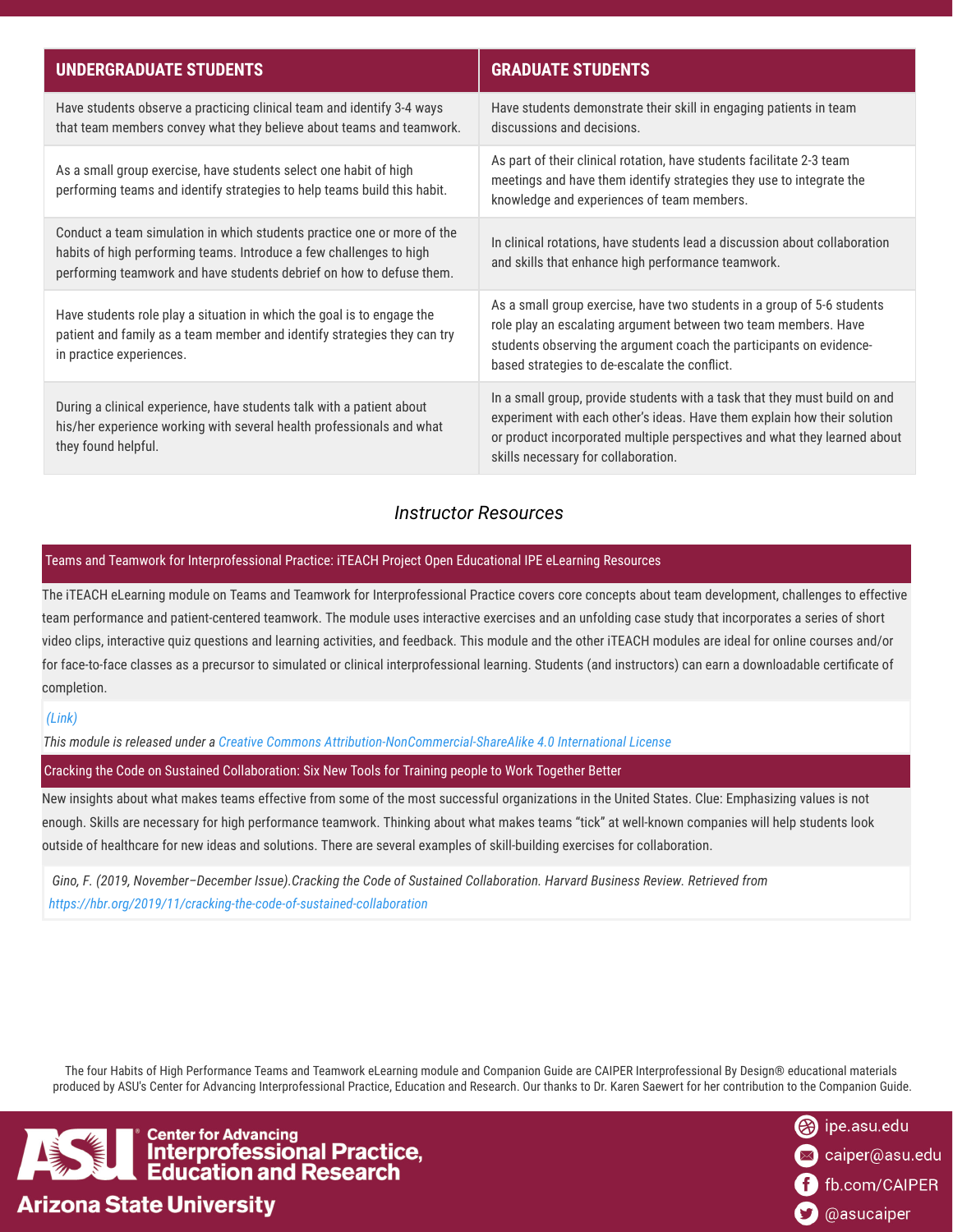| UNDERGRADUATE STUDENTS | GRADUATE STUDENTS |
|---|---|
| Have students observe a practicing clinical team and identify 3-4 ways that team members convey what they believe about teams and teamwork. | Have students demonstrate their skill in engaging patients in team discussions and decisions. |
| As a small group exercise, have students select one habit of high performing teams and identify strategies to help teams build this habit. | As part of their clinical rotation, have students facilitate 2-3 team meetings and have them identify strategies they use to integrate the knowledge and experiences of team members. |
| Conduct a team simulation in which students practice one or more of the habits of high performing teams. Introduce a few challenges to high performing teamwork and have students debrief on how to defuse them. | In clinical rotations, have students lead a discussion about collaboration and skills that enhance high performance teamwork. |
| Have students role play a situation in which the goal is to engage the patient and family as a team member and identify strategies they can try in practice experiences. | As a small group exercise, have two students in a group of 5-6 students role play an escalating argument between two team members. Have students observing the argument coach the participants on evidence-based strategies to de-escalate the conflict. |
| During a clinical experience, have students talk with a patient about his/her experience working with several health professionals and what they found helpful. | In a small group, provide students with a task that they must build on and experiment with each other's ideas. Have them explain how their solution or product incorporated multiple perspectives and what they learned about skills necessary for collaboration. |

## *Instructor Resources*

### Teams and Teamwork for Interprofessional Practice: iTEACH Project Open Educational IPE eLearning Resources

The iTEACH eLearning module on Teams and Teamwork for Interprofessional Practice covers core concepts about team development, challenges to effective team performance and patient-centered teamwork. The module uses interactive exercises and an unfolding case study that incorporates a series of short video clips, interactive quiz questions and learning activities, and feedback. This module and the other iTEACH modules are ideal for online courses and/or for face-to-face classes as a precursor to simulated or clinical interprofessional learning. Students (and instructors) can earn a downloadable certificate of completion.

*(Link)*

*This module is released under a Creative Commons Attribution-NonCommercial-ShareAlike 4.0 International License*

### Cracking the Code on Sustained Collaboration: Six New Tools for Training people to Work Together Better

New insights about what makes teams effective from some of the most successful organizations in the United States. Clue: Emphasizing values is not enough. Skills are necessary for high performance teamwork. Thinking about what makes teams "tick" at well-known companies will help students look outside of healthcare for new ideas and solutions. There are several examples of skill-building exercises for collaboration.

*Gino, F. (2019, November–December Issue).Cracking the Code of Sustained Collaboration. Harvard Business Review. Retrieved from https://hbr.org/2019/11/cracking-the-code-of-sustained-collaboration*

The four Habits of High Performance Teams and Teamwork eLearning module and Companion Guide are CAIPER Interprofessional By Design® educational materials produced by ASU's Center for Advancing Interprofessional Practice, Education and Research. Our thanks to Dr. Karen Saewert for her contribution to the Companion Guide.

ASU Center for Advancing Interprofessional Practice, Education and Research
Arizona State University

ipe.asu.edu
caiper@asu.edu
fb.com/CAIPER
@asucaiper